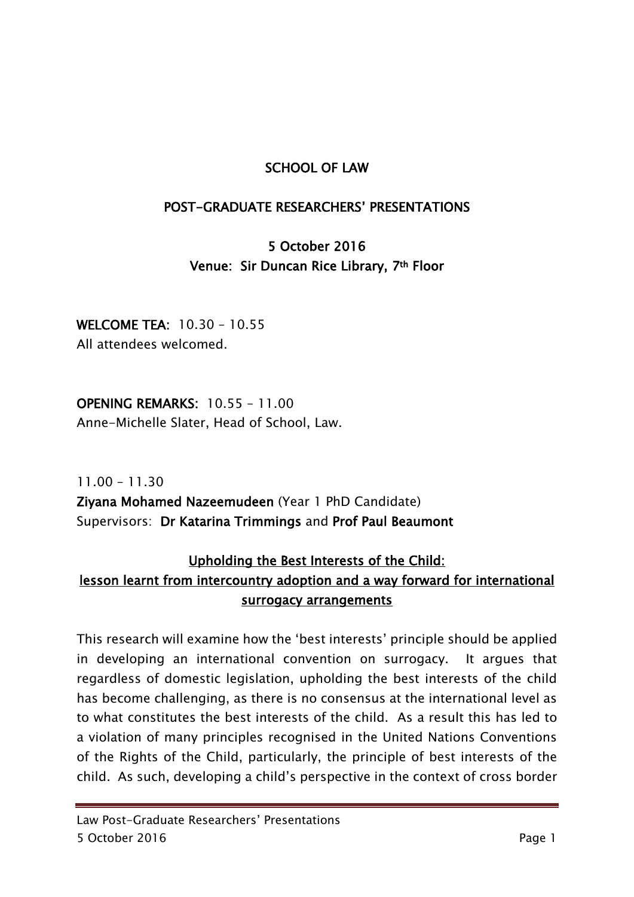# SCHOOL OF LAW

## POST-GRADUATE RESEARCHERS' PRESENTATIONS

**5 October 2016**
**Venue: Sir Duncan Rice Library, 7th Floor**

**WELCOME TEA:** 10.30 – 10.55
All attendees welcomed.

**OPENING REMARKS:** 10.55 – 11.00
Anne-Michelle Slater, Head of School, Law.

11.00 – 11.30
**Ziyana Mohamed Nazeemudeen** (Year 1 PhD Candidate)
Supervisors: **Dr Katarina Trimmings** and **Prof Paul Beaumont**

### Upholding the Best Interests of the Child: lesson learnt from intercountry adoption and a way forward for international surrogacy arrangements

This research will examine how the 'best interests' principle should be applied in developing an international convention on surrogacy. It argues that regardless of domestic legislation, upholding the best interests of the child has become challenging, as there is no consensus at the international level as to what constitutes the best interests of the child. As a result this has led to a violation of many principles recognised in the United Nations Conventions of the Rights of the Child, particularly, the principle of best interests of the child. As such, developing a child's perspective in the context of cross border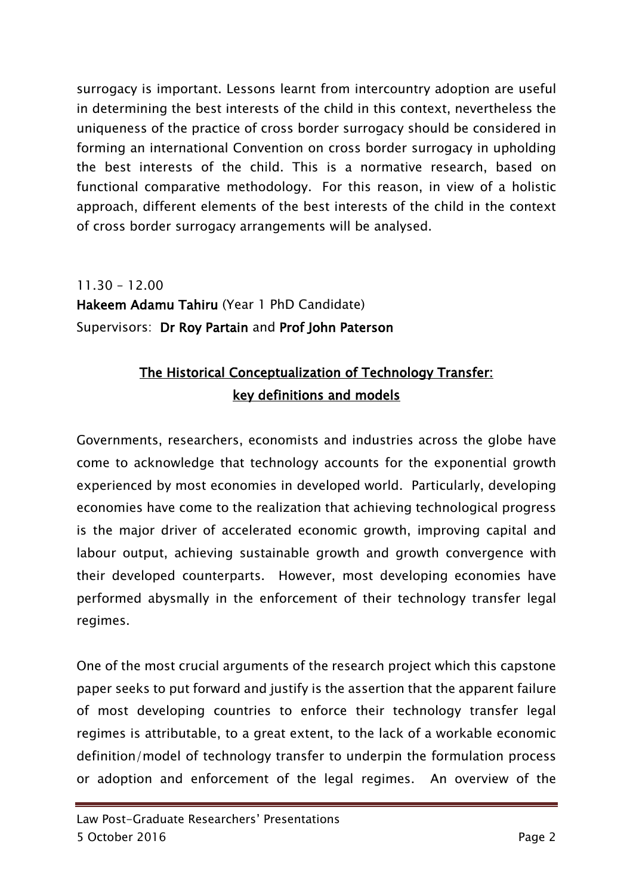surrogacy is important. Lessons learnt from intercountry adoption are useful in determining the best interests of the child in this context, nevertheless the uniqueness of the practice of cross border surrogacy should be considered in forming an international Convention on cross border surrogacy in upholding the best interests of the child. This is a normative research, based on functional comparative methodology. For this reason, in view of a holistic approach, different elements of the best interests of the child in the context of cross border surrogacy arrangements will be analysed.

11.30 – 12.00
**Hakeem Adamu Tahiru** (Year 1 PhD Candidate)
Supervisors: **Dr Roy Partain** and **Prof John Paterson**

## The Historical Conceptualization of Technology Transfer: key definitions and models

Governments, researchers, economists and industries across the globe have come to acknowledge that technology accounts for the exponential growth experienced by most economies in developed world. Particularly, developing economies have come to the realization that achieving technological progress is the major driver of accelerated economic growth, improving capital and labour output, achieving sustainable growth and growth convergence with their developed counterparts. However, most developing economies have performed abysmally in the enforcement of their technology transfer legal regimes.

One of the most crucial arguments of the research project which this capstone paper seeks to put forward and justify is the assertion that the apparent failure of most developing countries to enforce their technology transfer legal regimes is attributable, to a great extent, to the lack of a workable economic definition/model of technology transfer to underpin the formulation process or adoption and enforcement of the legal regimes. An overview of the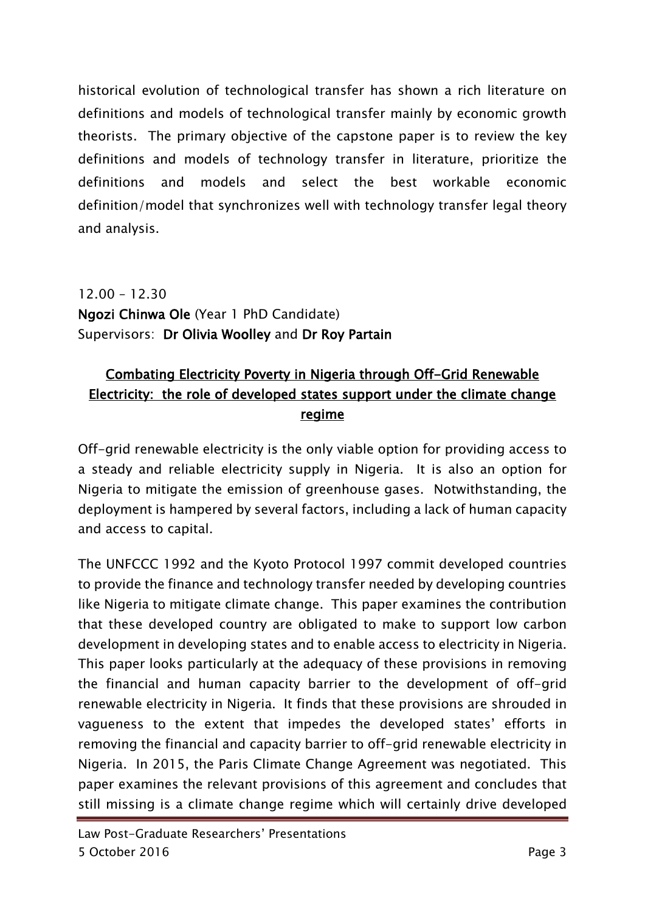historical evolution of technological transfer has shown a rich literature on definitions and models of technological transfer mainly by economic growth theorists. The primary objective of the capstone paper is to review the key definitions and models of technology transfer in literature, prioritize the definitions and models and select the best workable economic definition/model that synchronizes well with technology transfer legal theory and analysis.

12.00 – 12.30
**Ngozi Chinwa Ole** (Year 1 PhD Candidate)
Supervisors: **Dr Olivia Woolley** and **Dr Roy Partain**

**Combating Electricity Poverty in Nigeria through Off-Grid Renewable Electricity: the role of developed states support under the climate change regime**

Off-grid renewable electricity is the only viable option for providing access to a steady and reliable electricity supply in Nigeria. It is also an option for Nigeria to mitigate the emission of greenhouse gases. Notwithstanding, the deployment is hampered by several factors, including a lack of human capacity and access to capital.

The UNFCCC 1992 and the Kyoto Protocol 1997 commit developed countries to provide the finance and technology transfer needed by developing countries like Nigeria to mitigate climate change. This paper examines the contribution that these developed country are obligated to make to support low carbon development in developing states and to enable access to electricity in Nigeria. This paper looks particularly at the adequacy of these provisions in removing the financial and human capacity barrier to the development of off-grid renewable electricity in Nigeria. It finds that these provisions are shrouded in vagueness to the extent that impedes the developed states' efforts in removing the financial and capacity barrier to off-grid renewable electricity in Nigeria. In 2015, the Paris Climate Change Agreement was negotiated. This paper examines the relevant provisions of this agreement and concludes that still missing is a climate change regime which will certainly drive developed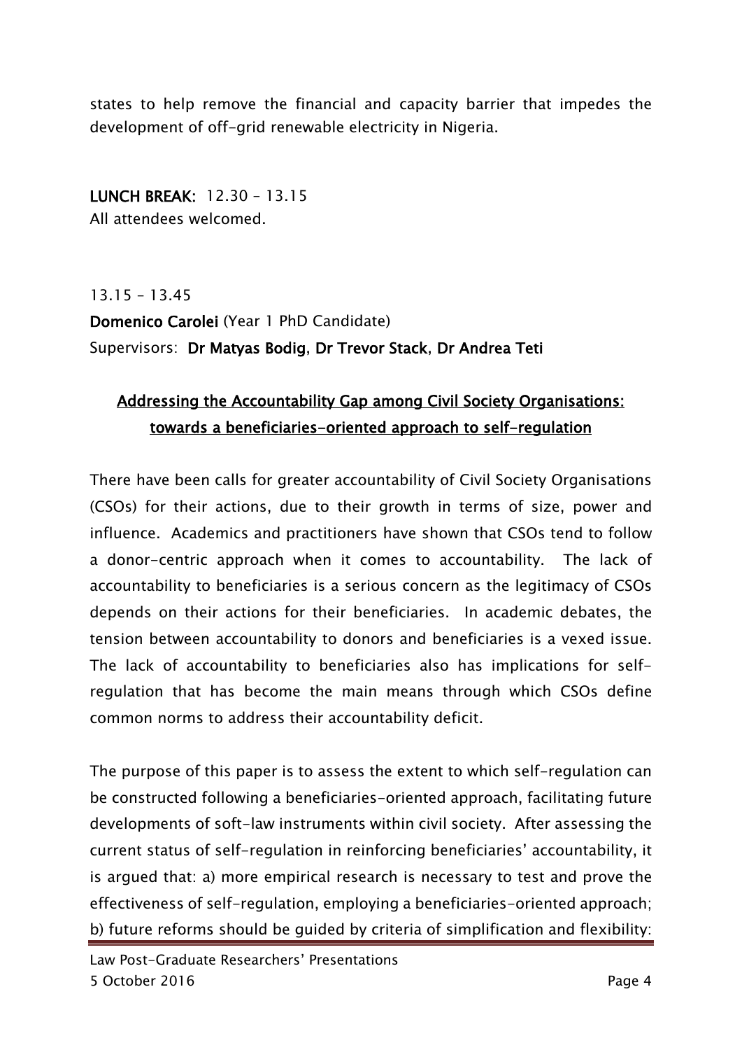states to help remove the financial and capacity barrier that impedes the development of off-grid renewable electricity in Nigeria.

**LUNCH BREAK:** 12.30 – 13.15
All attendees welcomed.

13.15 – 13.45
**Domenico Carolei** (Year 1 PhD Candidate)
Supervisors: **Dr Matyas Bodig**, **Dr Trevor Stack**, **Dr Andrea Teti**

## Addressing the Accountability Gap among Civil Society Organisations: towards a beneficiaries-oriented approach to self-regulation

There have been calls for greater accountability of Civil Society Organisations (CSOs) for their actions, due to their growth in terms of size, power and influence. Academics and practitioners have shown that CSOs tend to follow a donor-centric approach when it comes to accountability. The lack of accountability to beneficiaries is a serious concern as the legitimacy of CSOs depends on their actions for their beneficiaries. In academic debates, the tension between accountability to donors and beneficiaries is a vexed issue. The lack of accountability to beneficiaries also has implications for self-regulation that has become the main means through which CSOs define common norms to address their accountability deficit.

The purpose of this paper is to assess the extent to which self-regulation can be constructed following a beneficiaries-oriented approach, facilitating future developments of soft-law instruments within civil society. After assessing the current status of self-regulation in reinforcing beneficiaries' accountability, it is argued that: a) more empirical research is necessary to test and prove the effectiveness of self-regulation, employing a beneficiaries-oriented approach; b) future reforms should be guided by criteria of simplification and flexibility: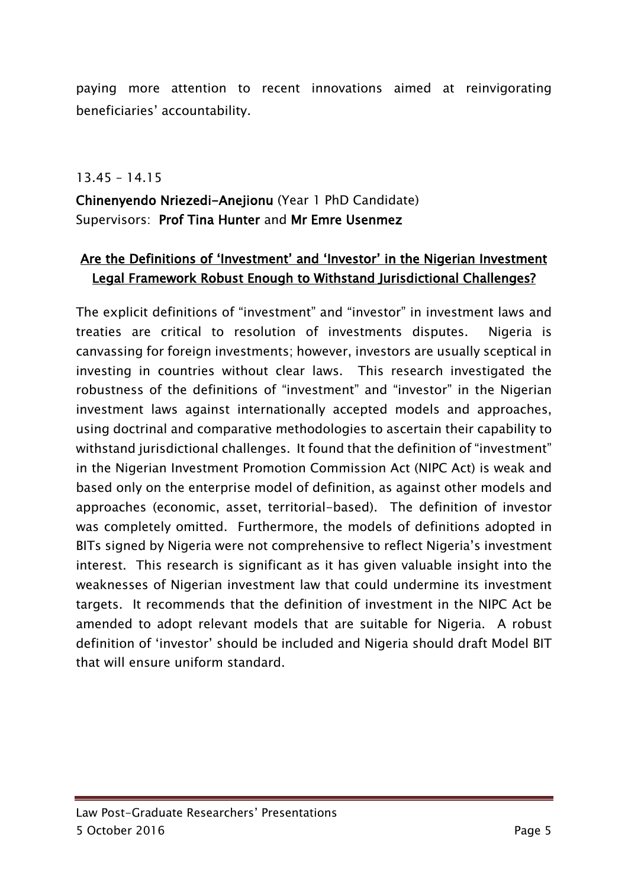paying more attention to recent innovations aimed at reinvigorating beneficiaries' accountability.

13.45 – 14.15

**Chinenyendo Nriezedi-Anejionu** (Year 1 PhD Candidate)
Supervisors: **Prof Tina Hunter** and **Mr Emre Usenmez**

## Are the Definitions of 'Investment' and 'Investor' in the Nigerian Investment Legal Framework Robust Enough to Withstand Jurisdictional Challenges?

The explicit definitions of "investment" and "investor" in investment laws and treaties are critical to resolution of investments disputes. Nigeria is canvassing for foreign investments; however, investors are usually sceptical in investing in countries without clear laws. This research investigated the robustness of the definitions of "investment" and "investor" in the Nigerian investment laws against internationally accepted models and approaches, using doctrinal and comparative methodologies to ascertain their capability to withstand jurisdictional challenges. It found that the definition of "investment" in the Nigerian Investment Promotion Commission Act (NIPC Act) is weak and based only on the enterprise model of definition, as against other models and approaches (economic, asset, territorial-based). The definition of investor was completely omitted. Furthermore, the models of definitions adopted in BITs signed by Nigeria were not comprehensive to reflect Nigeria's investment interest. This research is significant as it has given valuable insight into the weaknesses of Nigerian investment law that could undermine its investment targets. It recommends that the definition of investment in the NIPC Act be amended to adopt relevant models that are suitable for Nigeria. A robust definition of 'investor' should be included and Nigeria should draft Model BIT that will ensure uniform standard.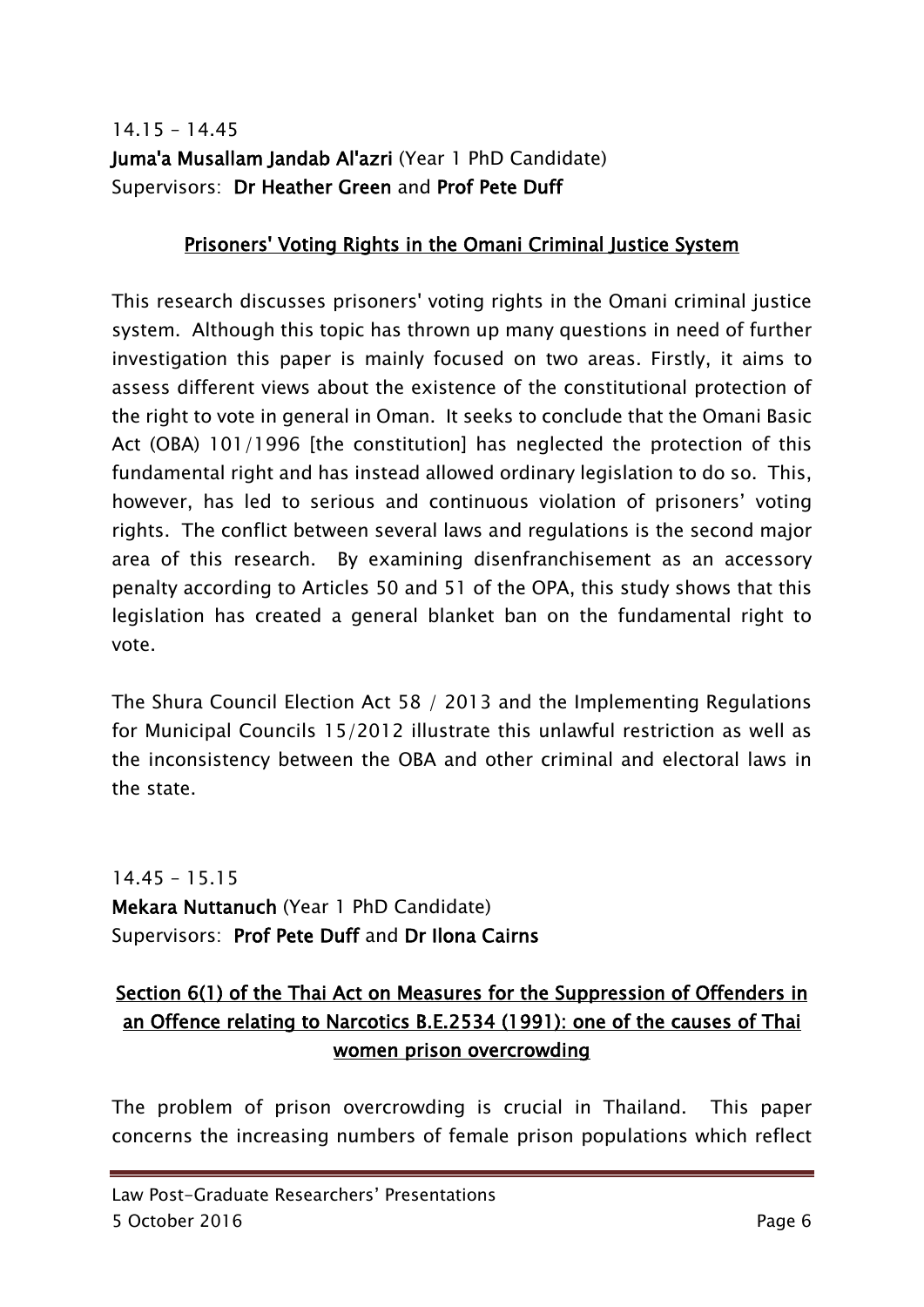14.15 – 14.45
**Juma'a Musallam Jandab Al'azri** (Year 1 PhD Candidate)
Supervisors: **Dr Heather Green** and **Prof Pete Duff**

### Prisoners' Voting Rights in the Omani Criminal Justice System

This research discusses prisoners' voting rights in the Omani criminal justice system. Although this topic has thrown up many questions in need of further investigation this paper is mainly focused on two areas. Firstly, it aims to assess different views about the existence of the constitutional protection of the right to vote in general in Oman. It seeks to conclude that the Omani Basic Act (OBA) 101/1996 [the constitution] has neglected the protection of this fundamental right and has instead allowed ordinary legislation to do so. This, however, has led to serious and continuous violation of prisoners' voting rights. The conflict between several laws and regulations is the second major area of this research. By examining disenfranchisement as an accessory penalty according to Articles 50 and 51 of the OPA, this study shows that this legislation has created a general blanket ban on the fundamental right to vote.

The Shura Council Election Act 58 / 2013 and the Implementing Regulations for Municipal Councils 15/2012 illustrate this unlawful restriction as well as the inconsistency between the OBA and other criminal and electoral laws in the state.

14.45 – 15.15
**Mekara Nuttanuch** (Year 1 PhD Candidate)
Supervisors: **Prof Pete Duff** and **Dr Ilona Cairns**

### Section 6(1) of the Thai Act on Measures for the Suppression of Offenders in an Offence relating to Narcotics B.E.2534 (1991): one of the causes of Thai women prison overcrowding

The problem of prison overcrowding is crucial in Thailand. This paper concerns the increasing numbers of female prison populations which reflect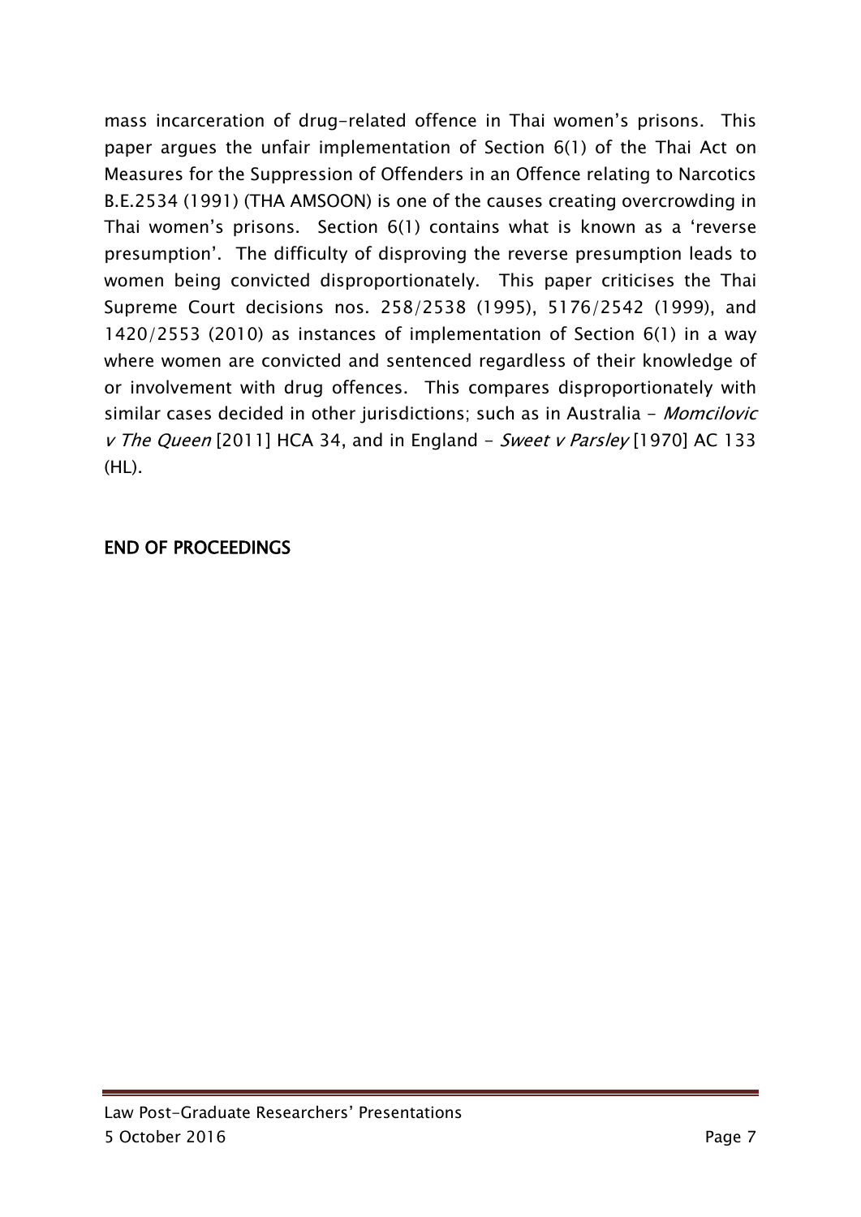mass incarceration of drug-related offence in Thai women's prisons. This paper argues the unfair implementation of Section 6(1) of the Thai Act on Measures for the Suppression of Offenders in an Offence relating to Narcotics B.E.2534 (1991) (THA AMSOON) is one of the causes creating overcrowding in Thai women's prisons. Section 6(1) contains what is known as a 'reverse presumption'. The difficulty of disproving the reverse presumption leads to women being convicted disproportionately. This paper criticises the Thai Supreme Court decisions nos. 258/2538 (1995), 5176/2542 (1999), and 1420/2553 (2010) as instances of implementation of Section 6(1) in a way where women are convicted and sentenced regardless of their knowledge of or involvement with drug offences. This compares disproportionately with similar cases decided in other jurisdictions; such as in Australia - *Momcilovic v The Queen* [2011] HCA 34, and in England - *Sweet v Parsley* [1970] AC 133 (HL).

## END OF PROCEEDINGS